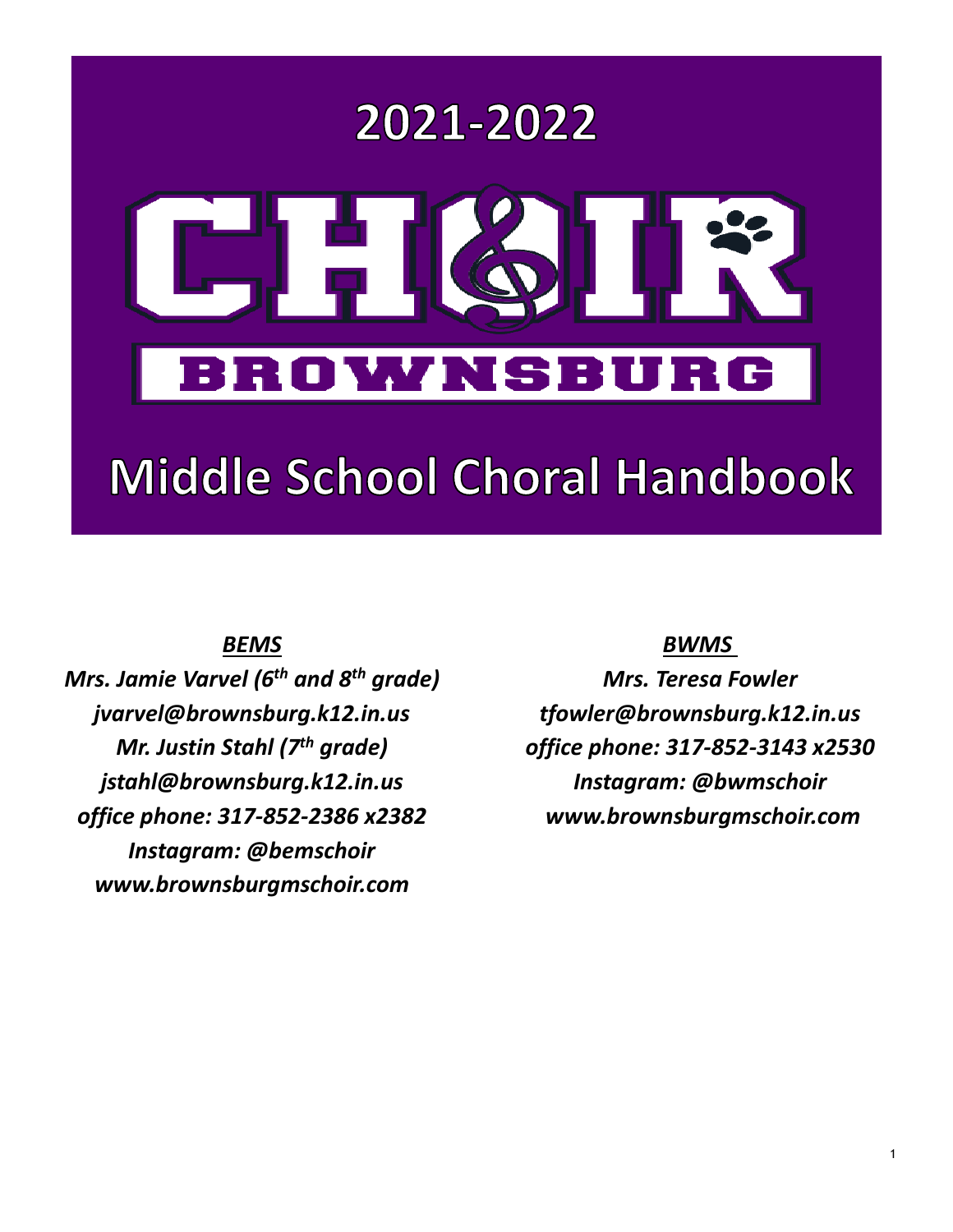# 2021-2022

# CHOIR

# BROWNSBURG

# Middle School Choral Handbook

***BEMS***

***Mrs. Jamie Varvel (6th and 8th grade)***
***jvarvel@brownsburg.k12.in.us***
***Mr. Justin Stahl (7th grade)***
***jstahl@brownsburg.k12.in.us***
***office phone: 317-852-2386 x2382***
***Instagram: @bemschoir***
***www.brownsburgmschoir.com***

***BWMS***

***Mrs. Teresa Fowler***
***tfowler@brownsburg.k12.in.us***
***office phone: 317-852-3143 x2530***
***Instagram: @bwmschoir***
***www.brownsburgmschoir.com***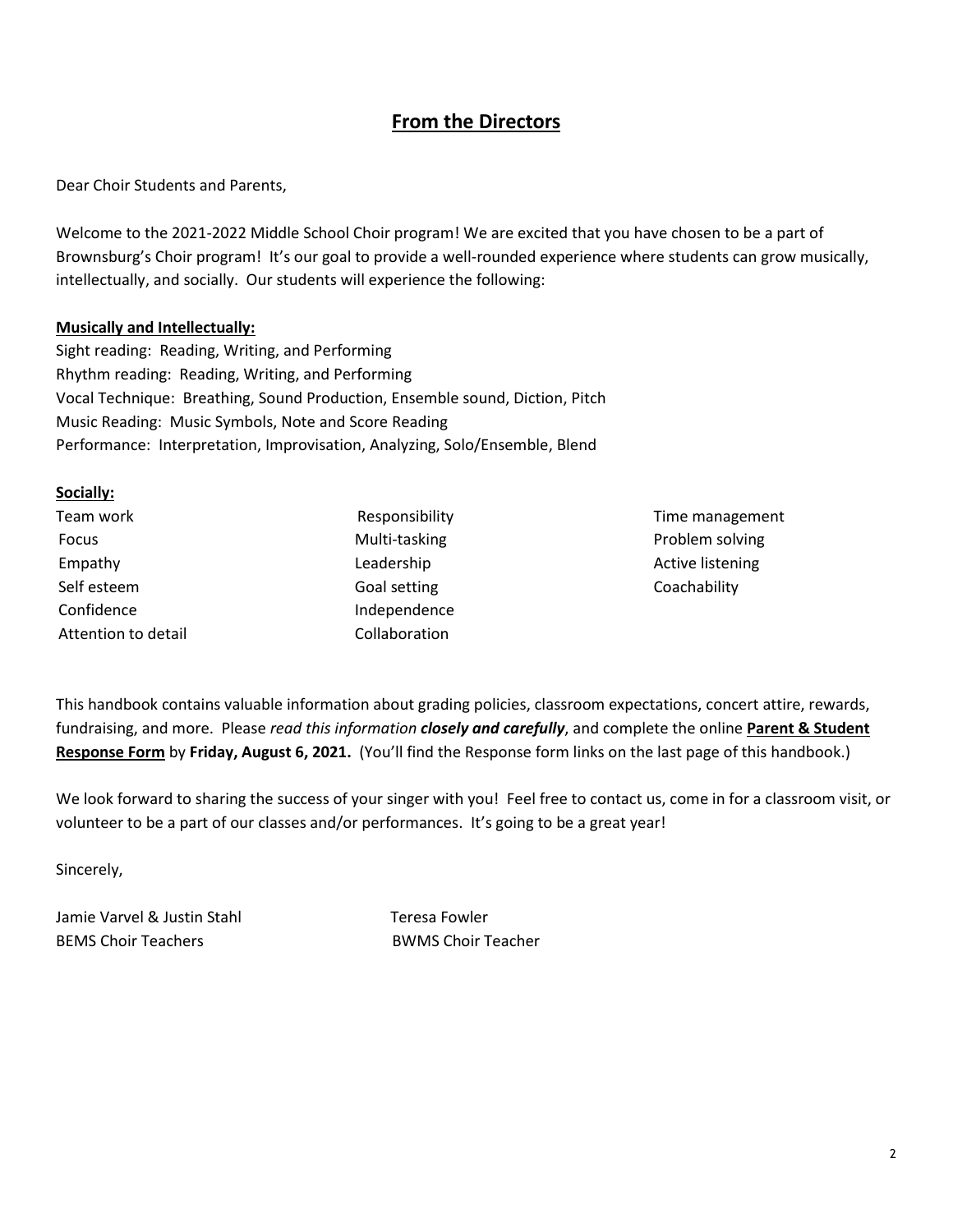## **From the Directors**

Dear Choir Students and Parents,

Welcome to the 2021-2022 Middle School Choir program! We are excited that you have chosen to be a part of Brownsburg's Choir program! It's our goal to provide a well-rounded experience where students can grow musically, intellectually, and socially. Our students will experience the following:

**Musically and Intellectually:**

Sight reading: Reading, Writing, and Performing
Rhythm reading: Reading, Writing, and Performing
Vocal Technique: Breathing, Sound Production, Ensemble sound, Diction, Pitch
Music Reading: Music Symbols, Note and Score Reading
Performance: Interpretation, Improvisation, Analyzing, Solo/Ensemble, Blend

**Socially:**

| | | |
|---|---|---|
| Team work | Responsibility | Time management |
| Focus | Multi-tasking | Problem solving |
| Empathy | Leadership | Active listening |
| Self esteem | Goal setting | Coachability |
| Confidence | Independence | |
| Attention to detail | Collaboration | |

This handbook contains valuable information about grading policies, classroom expectations, concert attire, rewards, fundraising, and more. Please *read this information* ***closely and carefully***, and complete the online **Parent & Student Response Form** by **Friday, August 6, 2021.** (You'll find the Response form links on the last page of this handbook.)

We look forward to sharing the success of your singer with you! Feel free to contact us, come in for a classroom visit, or volunteer to be a part of our classes and/or performances. It's going to be a great year!

Sincerely,

Jamie Varvel & Justin Stahl
BEMS Choir Teachers

Teresa Fowler
BWMS Choir Teacher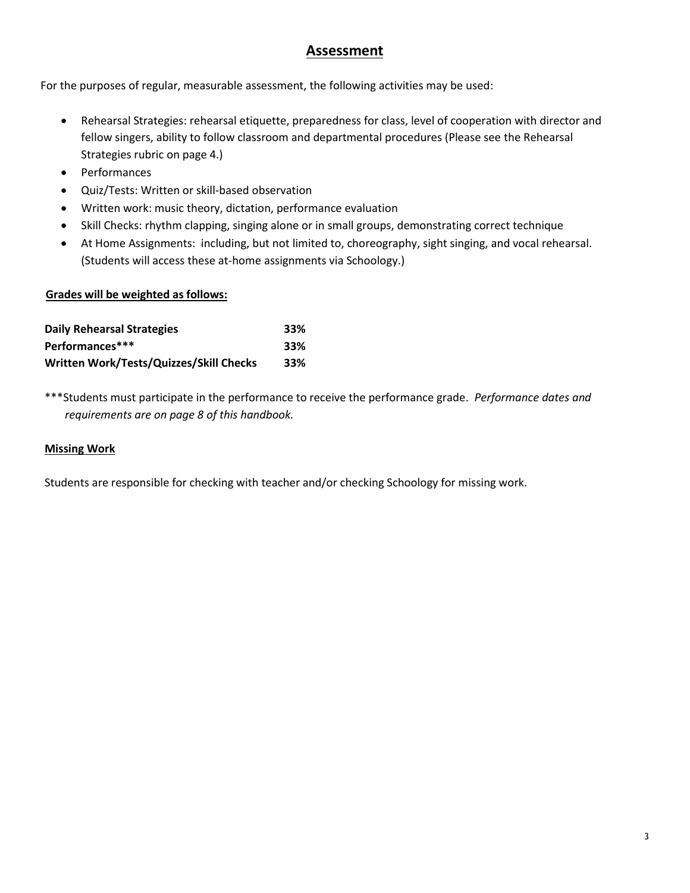## Assessment

For the purposes of regular, measurable assessment, the following activities may be used:

- Rehearsal Strategies: rehearsal etiquette, preparedness for class, level of cooperation with director and fellow singers, ability to follow classroom and departmental procedures (Please see the Rehearsal Strategies rubric on page 4.)
- Performances
- Quiz/Tests: Written or skill-based observation
- Written work: music theory, dictation, performance evaluation
- Skill Checks: rhythm clapping, singing alone or in small groups, demonstrating correct technique
- At Home Assignments: including, but not limited to, choreography, sight singing, and vocal rehearsal. (Students will access these at-home assignments via Schoology.)

**Grades will be weighted as follows:**

| | |
|---|---|
| **Daily Rehearsal Strategies** | **33%** |
| **Performances*** ** | **33%** |
| **Written Work/Tests/Quizzes/Skill Checks** | **33%** |

***Students must participate in the performance to receive the performance grade. *Performance dates and requirements are on page 8 of this handbook.*

**Missing Work**

Students are responsible for checking with teacher and/or checking Schoology for missing work.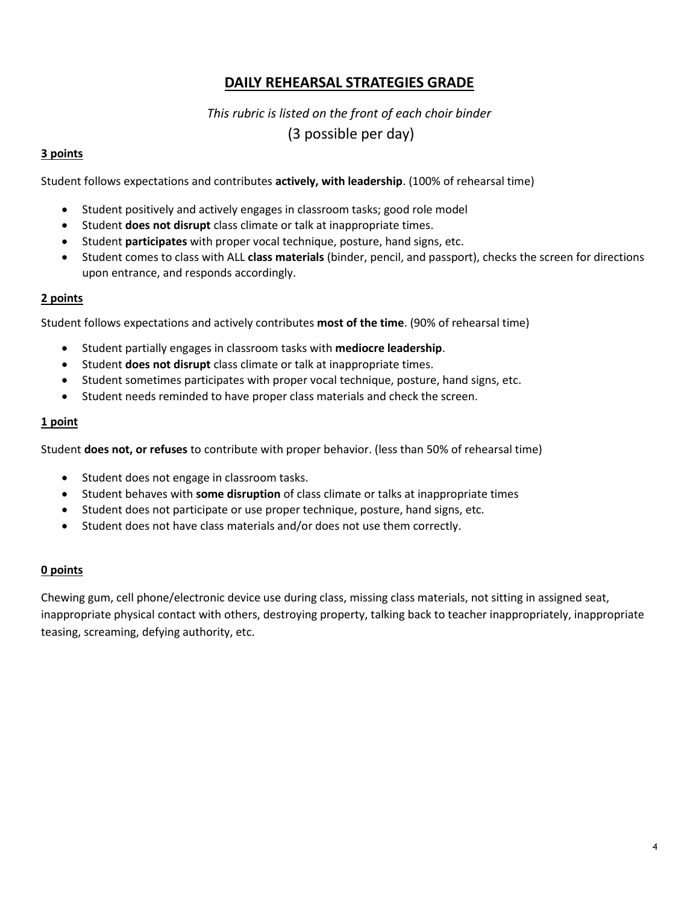# DAILY REHEARSAL STRATEGIES GRADE

*This rubric is listed on the front of each choir binder*

(3 possible per day)

### 3 points

Student follows expectations and contributes **actively, with leadership**. (100% of rehearsal time)

- Student positively and actively engages in classroom tasks; good role model
- Student **does not disrupt** class climate or talk at inappropriate times.
- Student **participates** with proper vocal technique, posture, hand signs, etc.
- Student comes to class with ALL **class materials** (binder, pencil, and passport), checks the screen for directions upon entrance, and responds accordingly.

### 2 points

Student follows expectations and actively contributes **most of the time**. (90% of rehearsal time)

- Student partially engages in classroom tasks with **mediocre leadership**.
- Student **does not disrupt** class climate or talk at inappropriate times.
- Student sometimes participates with proper vocal technique, posture, hand signs, etc.
- Student needs reminded to have proper class materials and check the screen.

### 1 point

Student **does not, or refuses** to contribute with proper behavior. (less than 50% of rehearsal time)

- Student does not engage in classroom tasks.
- Student behaves with **some disruption** of class climate or talks at inappropriate times
- Student does not participate or use proper technique, posture, hand signs, etc.
- Student does not have class materials and/or does not use them correctly.

### 0 points

Chewing gum, cell phone/electronic device use during class, missing class materials, not sitting in assigned seat, inappropriate physical contact with others, destroying property, talking back to teacher inappropriately, inappropriate teasing, screaming, defying authority, etc.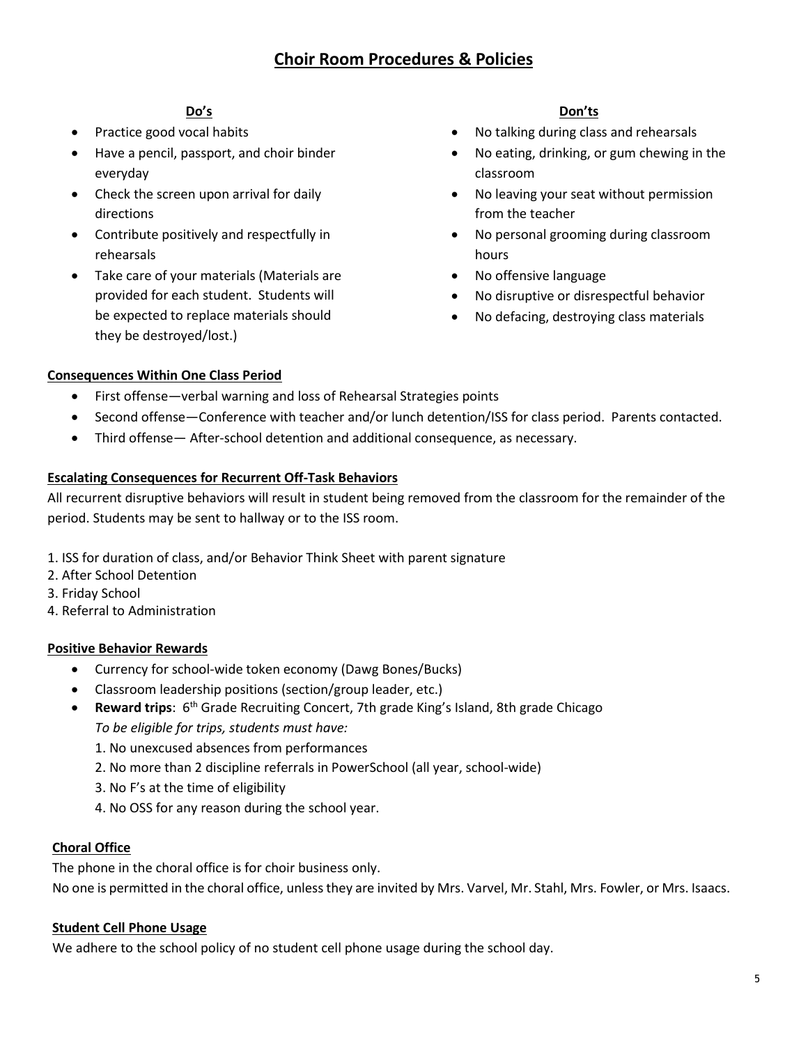# Choir Room Procedures & Policies

### Do's

- Practice good vocal habits
- Have a pencil, passport, and choir binder everyday
- Check the screen upon arrival for daily directions
- Contribute positively and respectfully in rehearsals
- Take care of your materials (Materials are provided for each student. Students will be expected to replace materials should they be destroyed/lost.)

### Don'ts

- No talking during class and rehearsals
- No eating, drinking, or gum chewing in the classroom
- No leaving your seat without permission from the teacher
- No personal grooming during classroom hours
- No offensive language
- No disruptive or disrespectful behavior
- No defacing, destroying class materials

### Consequences Within One Class Period

- First offense—verbal warning and loss of Rehearsal Strategies points
- Second offense—Conference with teacher and/or lunch detention/ISS for class period. Parents contacted.
- Third offense— After-school detention and additional consequence, as necessary.

### Escalating Consequences for Recurrent Off-Task Behaviors

All recurrent disruptive behaviors will result in student being removed from the classroom for the remainder of the period. Students may be sent to hallway or to the ISS room.

1. ISS for duration of class, and/or Behavior Think Sheet with parent signature
2. After School Detention
3. Friday School
4. Referral to Administration

### Positive Behavior Rewards

- Currency for school-wide token economy (Dawg Bones/Bucks)
- Classroom leadership positions (section/group leader, etc.)
- **Reward trips**: 6th Grade Recruiting Concert, 7th grade King's Island, 8th grade Chicago

  *To be eligible for trips, students must have:*

  1. No unexcused absences from performances
  2. No more than 2 discipline referrals in PowerSchool (all year, school-wide)
  3. No F's at the time of eligibility
  4. No OSS for any reason during the school year.

### Choral Office

The phone in the choral office is for choir business only.

No one is permitted in the choral office, unless they are invited by Mrs. Varvel, Mr. Stahl, Mrs. Fowler, or Mrs. Isaacs.

### Student Cell Phone Usage

We adhere to the school policy of no student cell phone usage during the school day.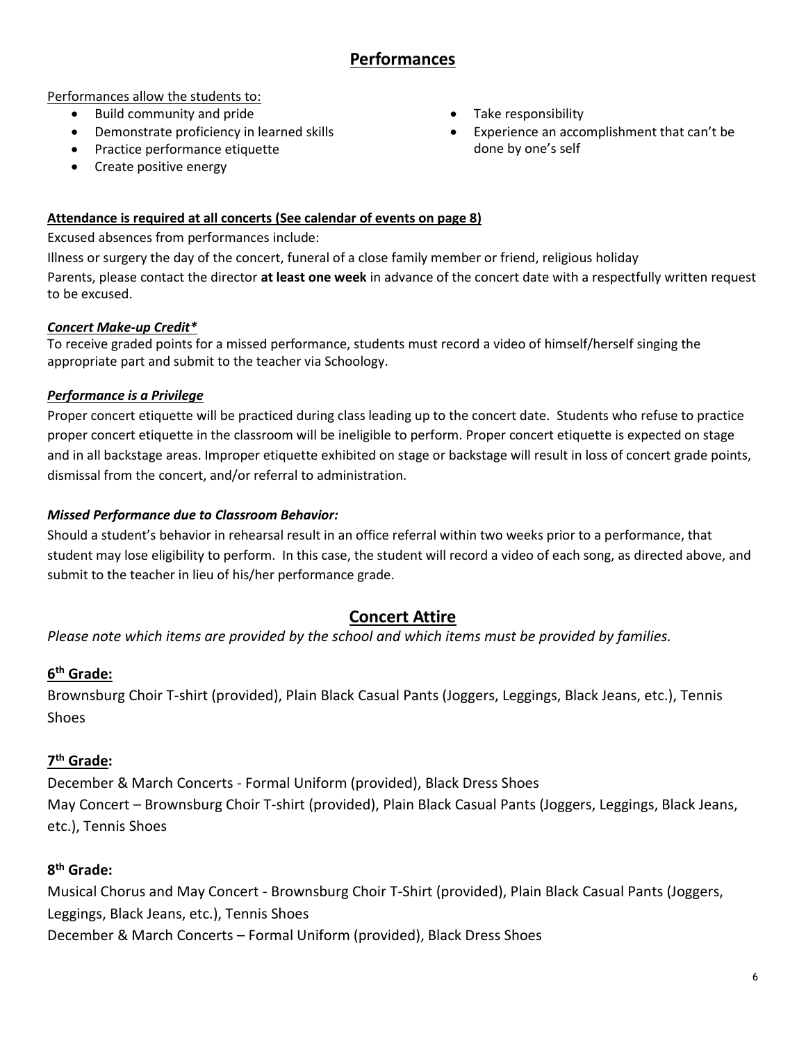## Performances

Performances allow the students to:

- Build community and pride
- Demonstrate proficiency in learned skills
- Practice performance etiquette
- Create positive energy
- Take responsibility
- Experience an accomplishment that can't be done by one's self

**Attendance is required at all concerts (See calendar of events on page 8)**

Excused absences from performances include:

Illness or surgery the day of the concert, funeral of a close family member or friend, religious holiday

Parents, please contact the director **at least one week** in advance of the concert date with a respectfully written request to be excused.

***Concert Make-up Credit****

To receive graded points for a missed performance, students must record a video of himself/herself singing the appropriate part and submit to the teacher via Schoology.

***Performance is a Privilege***

Proper concert etiquette will be practiced during class leading up to the concert date. Students who refuse to practice proper concert etiquette in the classroom will be ineligible to perform. Proper concert etiquette is expected on stage and in all backstage areas. Improper etiquette exhibited on stage or backstage will result in loss of concert grade points, dismissal from the concert, and/or referral to administration.

***Missed Performance due to Classroom Behavior:***

Should a student's behavior in rehearsal result in an office referral within two weeks prior to a performance, that student may lose eligibility to perform. In this case, the student will record a video of each song, as directed above, and submit to the teacher in lieu of his/her performance grade.

## Concert Attire

*Please note which items are provided by the school and which items must be provided by families.*

### 6th Grade:

Brownsburg Choir T-shirt (provided), Plain Black Casual Pants (Joggers, Leggings, Black Jeans, etc.), Tennis Shoes

### 7th Grade:

December & March Concerts - Formal Uniform (provided), Black Dress Shoes

May Concert – Brownsburg Choir T-shirt (provided), Plain Black Casual Pants (Joggers, Leggings, Black Jeans, etc.), Tennis Shoes

### 8th Grade:

Musical Chorus and May Concert - Brownsburg Choir T-Shirt (provided), Plain Black Casual Pants (Joggers, Leggings, Black Jeans, etc.), Tennis Shoes

December & March Concerts – Formal Uniform (provided), Black Dress Shoes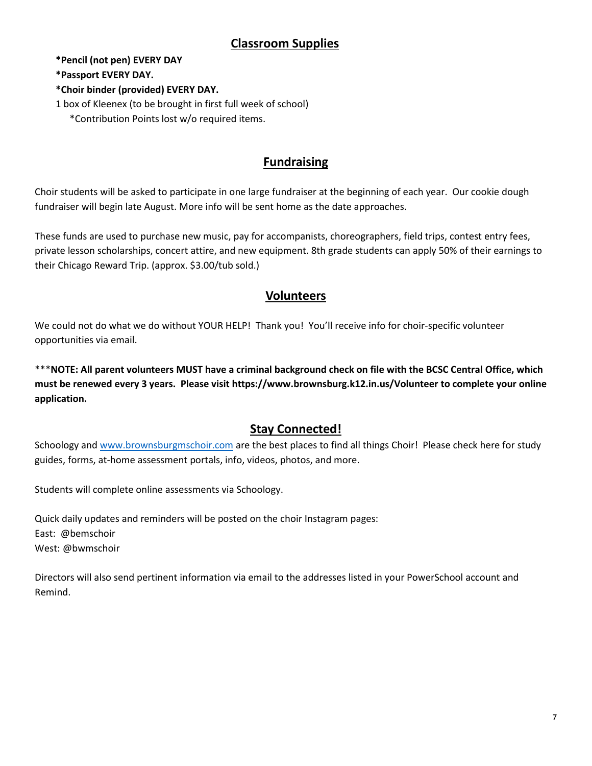## Classroom Supplies

**\*Pencil (not pen) EVERY DAY**
**\*Passport EVERY DAY.**
**\*Choir binder (provided) EVERY DAY.**
1 box of Kleenex (to be brought in first full week of school)
\*Contribution Points lost w/o required items.

## Fundraising

Choir students will be asked to participate in one large fundraiser at the beginning of each year. Our cookie dough fundraiser will begin late August. More info will be sent home as the date approaches.

These funds are used to purchase new music, pay for accompanists, choreographers, field trips, contest entry fees, private lesson scholarships, concert attire, and new equipment. 8th grade students can apply 50% of their earnings to their Chicago Reward Trip. (approx. $3.00/tub sold.)

## Volunteers

We could not do what we do without YOUR HELP! Thank you! You'll receive info for choir-specific volunteer opportunities via email.

\*\*\***NOTE: All parent volunteers MUST have a criminal background check on file with the BCSC Central Office, which must be renewed every 3 years. Please visit https://www.brownsburg.k12.in.us/Volunteer to complete your online application.**

## Stay Connected!

Schoology and [www.brownsburgmschoir.com](http://www.brownsburgmschoir.com) are the best places to find all things Choir! Please check here for study guides, forms, at-home assessment portals, info, videos, photos, and more.

Students will complete online assessments via Schoology.

Quick daily updates and reminders will be posted on the choir Instagram pages:
East: @bemschoir
West: @bwmschoir

Directors will also send pertinent information via email to the addresses listed in your PowerSchool account and Remind.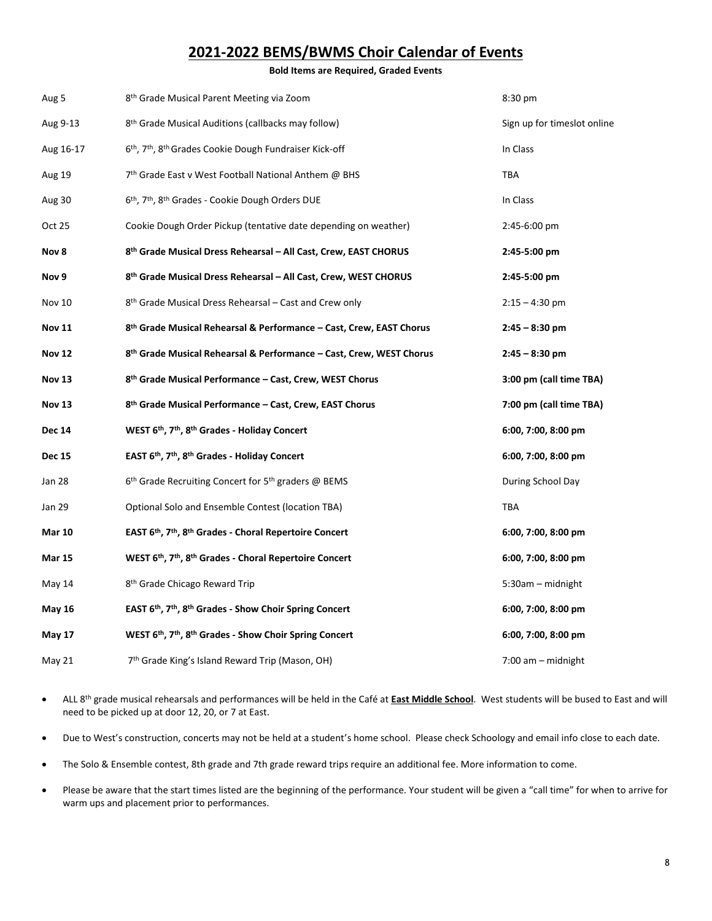# 2021-2022 BEMS/BWMS Choir Calendar of Events

**Bold Items are Required, Graded Events**

| | | |
|---|---|---|
| Aug 5 | 8th Grade Musical Parent Meeting via Zoom | 8:30 pm |
| Aug 9-13 | 8th Grade Musical Auditions (callbacks may follow) | Sign up for timeslot online |
| Aug 16-17 | 6th, 7th, 8th Grades Cookie Dough Fundraiser Kick-off | In Class |
| Aug 19 | 7th Grade East v West Football National Anthem @ BHS | TBA |
| Aug 30 | 6th, 7th, 8th Grades - Cookie Dough Orders DUE | In Class |
| Oct 25 | Cookie Dough Order Pickup (tentative date depending on weather) | 2:45-6:00 pm |
| **Nov 8** | **8th Grade Musical Dress Rehearsal – All Cast, Crew, EAST CHORUS** | **2:45-5:00 pm** |
| **Nov 9** | **8th Grade Musical Dress Rehearsal – All Cast, Crew, WEST CHORUS** | **2:45-5:00 pm** |
| Nov 10 | 8th Grade Musical Dress Rehearsal – Cast and Crew only | 2:15 – 4:30 pm |
| **Nov 11** | **8th Grade Musical Rehearsal & Performance – Cast, Crew, EAST Chorus** | **2:45 – 8:30 pm** |
| **Nov 12** | **8th Grade Musical Rehearsal & Performance – Cast, Crew, WEST Chorus** | **2:45 – 8:30 pm** |
| **Nov 13** | **8th Grade Musical Performance – Cast, Crew, WEST Chorus** | **3:00 pm (call time TBA)** |
| **Nov 13** | **8th Grade Musical Performance – Cast, Crew, EAST Chorus** | **7:00 pm (call time TBA)** |
| **Dec 14** | **WEST 6th, 7th, 8th Grades - Holiday Concert** | **6:00, 7:00, 8:00 pm** |
| **Dec 15** | **EAST 6th, 7th, 8th Grades - Holiday Concert** | **6:00, 7:00, 8:00 pm** |
| Jan 28 | 6th Grade Recruiting Concert for 5th graders @ BEMS | During School Day |
| Jan 29 | Optional Solo and Ensemble Contest (location TBA) | TBA |
| **Mar 10** | **EAST 6th, 7th, 8th Grades - Choral Repertoire Concert** | **6:00, 7:00, 8:00 pm** |
| **Mar 15** | **WEST 6th, 7th, 8th Grades - Choral Repertoire Concert** | **6:00, 7:00, 8:00 pm** |
| May 14 | 8th Grade Chicago Reward Trip | 5:30am – midnight |
| **May 16** | **EAST 6th, 7th, 8th Grades - Show Choir Spring Concert** | **6:00, 7:00, 8:00 pm** |
| **May 17** | **WEST 6th, 7th, 8th Grades - Show Choir Spring Concert** | **6:00, 7:00, 8:00 pm** |
| May 21 | 7th Grade King's Island Reward Trip (Mason, OH) | 7:00 am – midnight |

- ALL 8th grade musical rehearsals and performances will be held in the Café at **East Middle School**. West students will be bused to East and will need to be picked up at door 12, 20, or 7 at East.
- Due to West's construction, concerts may not be held at a student's home school. Please check Schoology and email info close to each date.
- The Solo & Ensemble contest, 8th grade and 7th grade reward trips require an additional fee. More information to come.
- Please be aware that the start times listed are the beginning of the performance. Your student will be given a "call time" for when to arrive for warm ups and placement prior to performances.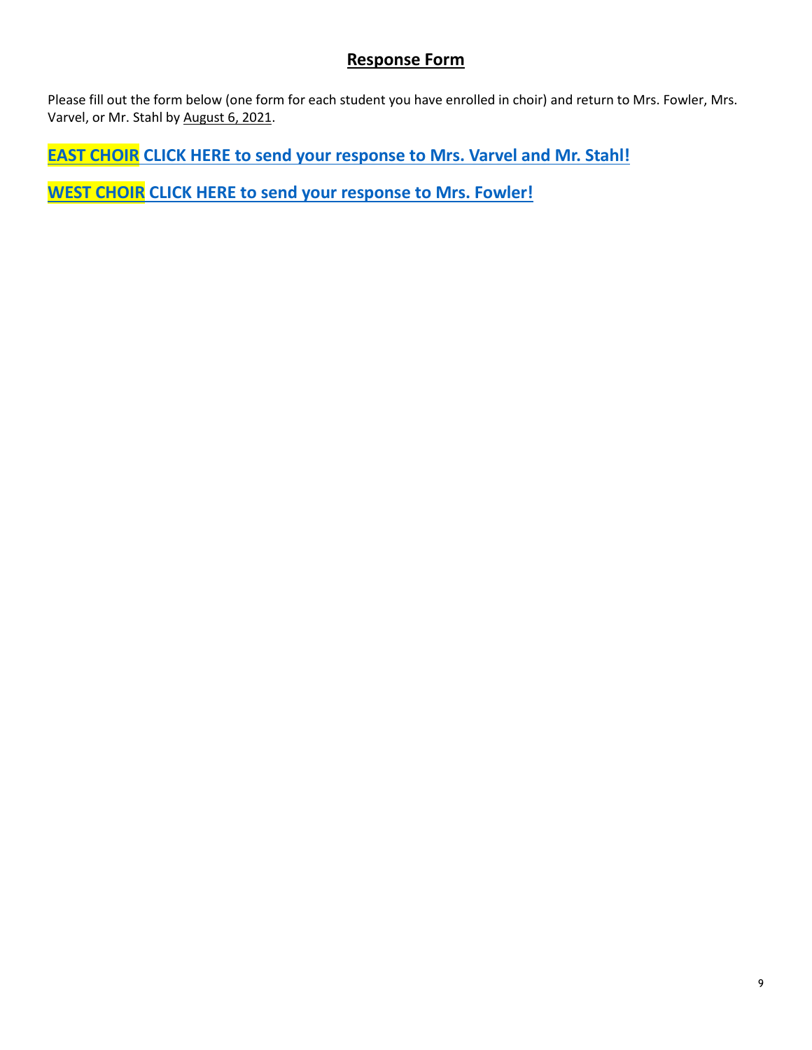## Response Form

Please fill out the form below (one form for each student you have enrolled in choir) and return to Mrs. Fowler, Mrs. Varvel, or Mr. Stahl by August 6, 2021.

**EAST CHOIR CLICK HERE to send your response to Mrs. Varvel and Mr. Stahl!**

**WEST CHOIR CLICK HERE to send your response to Mrs. Fowler!**